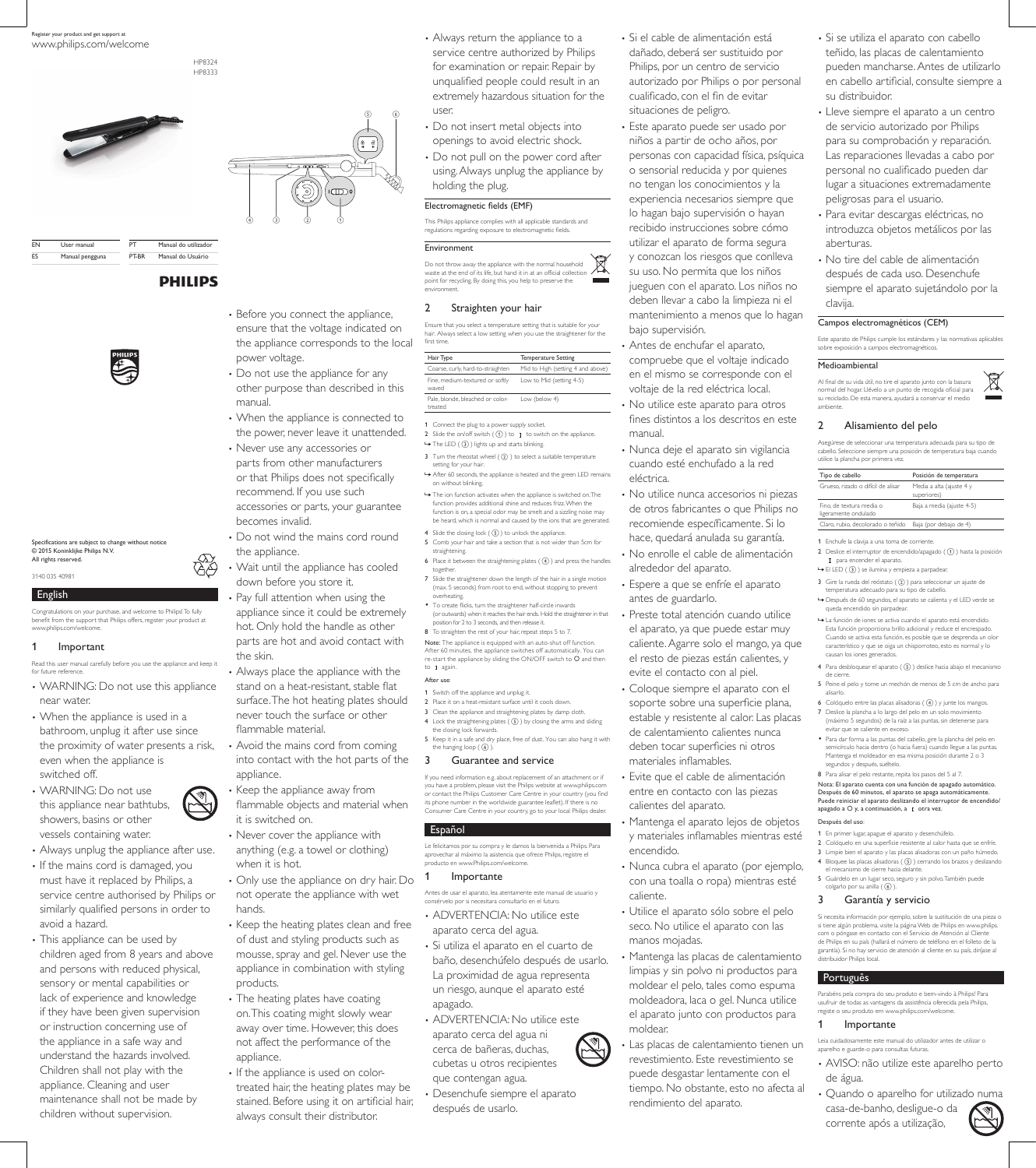Register your product and get support at
www.philips.com/welcome

HP8324
HP8333

| EN | User manual | PT | Manual do utilizador |
|---|---|---|---|
| ES | Manual pengguna | PT-BR | Manual do Usuário |

PHILIPS

Specifications are subject to change without notice
© 2015 Koninklijke Philips N.V.
All rights reserved.

3140 035 40981

## English

Congratulations on your purchase, and welcome to Philips! To fully benefit from the support that Philips offers, register your product at www.philips.com/welcome.

### 1 Important

Read this user manual carefully before you use the appliance and keep it for future reference.

- WARNING: Do not use this appliance near water.
- When the appliance is used in a bathroom, unplug it after use since the proximity of water presents a risk, even when the appliance is switched off.
- WARNING: Do not use this appliance near bathtubs, showers, basins or other vessels containing water.
- Always unplug the appliance after use.
- If the mains cord is damaged, you must have it replaced by Philips, a service centre authorised by Philips or similarly qualified persons in order to avoid a hazard.
- This appliance can be used by children aged from 8 years and above and persons with reduced physical, sensory or mental capabilities or lack of experience and knowledge if they have been given supervision or instruction concerning use of the appliance in a safe way and understand the hazards involved. Children shall not play with the appliance. Cleaning and user maintenance shall not be made by children without supervision.
- Before you connect the appliance, ensure that the voltage indicated on the appliance corresponds to the local power voltage.
- Do not use the appliance for any other purpose than described in this manual.
- When the appliance is connected to the power, never leave it unattended.
- Never use any accessories or parts from other manufacturers or that Philips does not specifically recommend. If you use such accessories or parts, your guarantee becomes invalid.
- Do not wind the mains cord round the appliance.
- Wait until the appliance has cooled down before you store it.
- Pay full attention when using the appliance since it could be extremely hot. Only hold the handle as other parts are hot and avoid contact with the skin.
- Always place the appliance with the stand on a heat-resistant, stable flat surface. The hot heating plates should never touch the surface or other flammable material.
- Avoid the mains cord from coming into contact with the hot parts of the appliance.
- Keep the appliance away from flammable objects and material when it is switched on.
- Never cover the appliance with anything (e.g. a towel or clothing) when it is hot.
- Only use the appliance on dry hair. Do not operate the appliance with wet hands.
- Keep the heating plates clean and free of dust and styling products such as mousse, spray and gel. Never use the appliance in combination with styling products.
- The heating plates have coating on. This coating might slowly wear away over time. However, this does not affect the performance of the appliance.
- If the appliance is used on color-treated hair, the heating plates may be stained. Before using it on artificial hair, always consult their distributor.
- Always return the appliance to a service centre authorized by Philips for examination or repair. Repair by unqualified people could result in an extremely hazardous situation for the user.
- Do not insert metal objects into openings to avoid electric shock.
- Do not pull on the power cord after using. Always unplug the appliance by holding the plug.

#### Electromagnetic fields (EMF)

This Philips appliance complies with all applicable standards and regulations regarding exposure to electromagnetic fields.

#### Environment

Do not throw away the appliance with the normal household waste at the end of its life, but hand it in at an official collection point for recycling. By doing this, you help to preserve the environment.

### 2 Straighten your hair

Ensure that you select a temperature setting that is suitable for your hair. Always select a low setting when you use the straightener for the first time.

| Hair Type | Temperature Setting |
|---|---|
| Coarse, curly, hard-to-straighten | Mid to High (setting 4 and above) |
| Fine, medium-textured or softly waved | Low to Mid (setting 4-5) |
| Pale, blonde, bleached or color-treated | Low (below 4) |

1 Connect the plug to a power supply socket.
2 Slide the on/off switch ( ① ) to ❙ to switch on the appliance.
↪ The LED ( ③ ) lights up and starts blinking.
3 Turn the rheostat wheel ( ② ) to select a suitable temperature setting for your hair.
↪ After 60 seconds, the appliance is heated and the green LED remains on without blinking.
↪ The ion function activates when the appliance is switched on. The function provides additional shine and reduces frizz. When the function is on, a special odor may be smelt and a sizzling noise may be heard, which is normal and caused by the ions that are generated.
4 Slide the closing lock ( ⑤ ) to unlock the appliance.
5 Comb your hair and take a section that is not wider than 5cm for straightening.
6 Place it between the straightening plates ( ④ ) and press the handles together.
7 Slide the straightener down the length of the hair in a single motion (max. 5 seconds) from root to end, without stopping to prevent overheating.
- To create flicks, turn the straightener half-circle inwards (or outwards) when it reaches the hair ends. Hold the straightener in that position for 2 to 3 seconds, and then release it.

8 To straighten the rest of your hair, repeat steps 5 to 7.

Note: The appliance is equipped with an auto-shut off function. After 60 minutes, the appliance switches off automatically. You can re-start the appliance by sliding the ON/OFF switch to O and then to ❙ again.

After use:

1 Switch off the appliance and unplug it.
2 Place it on a heat-resistant surface until it cools down.
3 Clean the appliance and straightening plates by damp cloth.
4 Lock the straightening plates ( ⑤ ) by closing the arms and sliding the closing lock forwards.
5 Keep it in a safe and dry place, free of dust. You can also hang it with the hanging loop ( ⑥ ).

### 3 Guarantee and service

If you need information e.g. about replacement of an attachment or if you have a problem, please visit the Philips website at www.philips.com or contact the Philips Customer Care Centre in your country (you find its phone number in the worldwide guarantee leaflet). If there is no Consumer Care Centre in your country, go to your local Philips dealer.

## Español

Le felicitamos por su compra y le damos la bienvenida a Philips. Para aprovechar al máximo la asistencia que ofrece Philips, registre el producto en www.Philips.com/welcome.

### 1 Importante

Antes de usar el aparato, lea atentamente este manual de usuario y consérvelo por si necesitara consultarlo en el futuro.

- ADVERTENCIA: No utilice este aparato cerca del agua.
- Si utiliza el aparato en el cuarto de baño, desenchúfelo después de usarlo. La proximidad de agua representa un riesgo, aunque el aparato esté apagado.
- ADVERTENCIA: No utilice este aparato cerca del agua ni cerca de bañeras, duchas, cubetas u otros recipientes que contengan agua.
- Desenchufe siempre el aparato después de usarlo.
- Si el cable de alimentación está dañado, deberá ser sustituido por Philips, por un centro de servicio autorizado por Philips o por personal cualificado, con el fin de evitar situaciones de peligro.
- Este aparato puede ser usado por niños a partir de ocho años, por personas con capacidad física, psíquica o sensorial reducida y por quienes no tengan los conocimientos y la experiencia necesarios siempre que lo hagan bajo supervisión o hayan recibido instrucciones sobre cómo utilizar el aparato de forma segura y conozcan los riesgos que conlleva su uso. No permita que los niños jueguen con el aparato. Los niños no deben llevar a cabo la limpieza ni el mantenimiento a menos que lo hagan bajo supervisión.
- Antes de enchufar el aparato, compruebe que el voltaje indicado en el mismo se corresponde con el voltaje de la red eléctrica local.
- No utilice este aparato para otros fines distintos a los descritos en este manual.
- Nunca deje el aparato sin vigilancia cuando esté enchufado a la red eléctrica.
- No utilice nunca accesorios ni piezas de otros fabricantes o que Philips no recomiende específicamente. Si lo hace, quedará anulada su garantía.
- No enrolle el cable de alimentación alrededor del aparato.
- Espere a que se enfríe el aparato antes de guardarlo.
- Preste total atención cuando utilice el aparato, ya que puede estar muy caliente. Agarre solo el mango, ya que el resto de piezas están calientes, y evite el contacto con al piel.
- Coloque siempre el aparato con el soporte sobre una superficie plana, estable y resistente al calor. Las placas de calentamiento calientes nunca deben tocar superficies ni otros materiales inflamables.
- Evite que el cable de alimentación entre en contacto con las piezas calientes del aparato.
- Mantenga el aparato lejos de objetos y materiales inflamables mientras esté encendido.
- Nunca cubra el aparato (por ejemplo, con una toalla o ropa) mientras esté caliente.
- Utilice el aparato sólo sobre el pelo seco. No utilice el aparato con las manos mojadas.
- Mantenga las placas de calentamiento limpias y sin polvo ni productos para moldear el pelo, tales como espuma moldeadora, laca o gel. Nunca utilice el aparato junto con productos para moldear.
- Las placas de calentamiento tienen un revestimiento. Este revestimiento se puede desgastar lentamente con el tiempo. No obstante, esto no afecta al rendimiento del aparato.
- Si se utiliza el aparato con cabello teñido, las placas de calentamiento pueden mancharse. Antes de utilizarlo en cabello artificial, consulte siempre a su distribuidor.
- Lleve siempre el aparato a un centro de servicio autorizado por Philips para su comprobación y reparación. Las reparaciones llevadas a cabo por personal no cualificado pueden dar lugar a situaciones extremadamente peligrosas para el usuario.
- Para evitar descargas eléctricas, no introduzca objetos metálicos por las aberturas.
- No tire del cable de alimentación después de cada uso. Desenchufe siempre el aparato sujetándolo por la clavija.

#### Campos electromagnéticos (CEM)

Este aparato de Philips cumple los estándares y las normativas aplicables sobre exposición a campos electromagnéticos.

#### Medioambiental

Al final de su vida útil, no tire el aparato junto con la basura normal del hogar. Llévelo a un punto de recogida oficial para su reciclado. De esta manera, ayudará a conservar el medio ambiente.

### 2 Alisamiento del pelo

Asegúrese de seleccionar una temperatura adecuada para su tipo de cabello. Seleccione siempre una posición de temperatura baja cuando utilice la plancha por primera vez.

| Tipo de cabello | Posición de temperatura |
|---|---|
| Grueso, rizado o difícil de alisar | Media a alta (ajuste 4 y superiores) |
| Fino, de textura media o ligeramente ondulado | Baja a media (ajuste 4-5) |
| Claro, rubio, decolorado o teñido | Baja (por debajo de 4) |

1 Enchufe la clavija a una toma de corriente.
2 Deslice el interruptor de encendido/apagado ( ① ) hasta la posición ❙ para encender el aparato.
↪ El LED ( ③ ) se ilumina y empieza a parpadear.
3 Gire la rueda del reóstato ( ② ) para seleccionar un ajuste de temperatura adecuado para su tipo de cabello.
↪ Después de 60 segundos, el aparato se calienta y el LED verde se queda encendido sin parpadear.
↪ La función de iones se activa cuando el aparato está encendido. Esta función proporciona brillo adicional y reduce el encrespado. Cuando se activa esta función, es posible que se desprenda un olor característico y que se oiga un chisporroteo, esto es normal y lo causan los iones generados.
4 Para desbloquear el aparato ( ⑤ ) deslice hacia abajo el mecanismo de cierre.
5 Peine el pelo y tome un mechón de menos de 5 cm de ancho para alisarlo.
6 Colóquelo entre las placas alisadoras ( ④ ) y junte los mangos.
7 Deslice la plancha a lo largo del pelo en un solo movimiento (máximo 5 segundos) de la raíz a las puntas, sin detenerse para evitar que se caliente en exceso.
- Para dar forma a las puntas del cabello, gire la plancha del pelo en semicírculo hacia dentro (o hacia fuera) cuando llegue a las puntas. Mantenga el moldeador en esa misma posición durante 2 a 3 segundos y después, suéltelo.

8 Para alisar el pelo restante, repita los pasos del 5 al 7.

**Nota: El aparato cuenta con una función de apagado automático. Después de 60 minutos, el aparato se apaga automáticamente. Puede reiniciar el aparato deslizando el interruptor de encendido/apagado a O y, a continuación, a ❙ otra vez.**

Después del uso:

1 En primer lugar, apague el aparato y desenchúfelo.
2 Colóquelo en una superficie resistente al calor hasta que se enfríe.
3 Limpie bien el aparato y las placas alisadoras con un paño húmedo.
4 Bloquee las placas alisadoras ( ⑤ ) cerrando los brazos y deslizando el mecanismo de cierre hacia delante.
5 Guárdelo en un lugar seco, seguro y sin polvo. También puede colgarlo por su anilla ( ⑥ ).

### 3 Garantía y servicio

Si necesita información por ejemplo, sobre la sustitución de una pieza o si tiene algún problema, visite la página Web de Philips en www.philips.com o póngase en contacto con el Servicio de Atención al Cliente de Philips en su país (hallará el número de teléfono en el folleto de la garantía). Si no hay servicio de atención al cliente en su país, diríjase al distribuidor Philips local.

## Português

Parabéns pela compra do seu produto e bem-vindo à Philips! Para usufruir de todas as vantagens da assistência oferecida pela Philips, registe o seu produto em www.philips.com/welcome.

### 1 Importante

Leia cuidadosamente este manual do utilizador antes de utilizar o aparelho e guarde-o para consultas futuras.

- AVISO: não utilize este aparelho perto de água.
- Quando o aparelho for utilizado numa casa-de-banho, desligue-o da corrente após a utilização,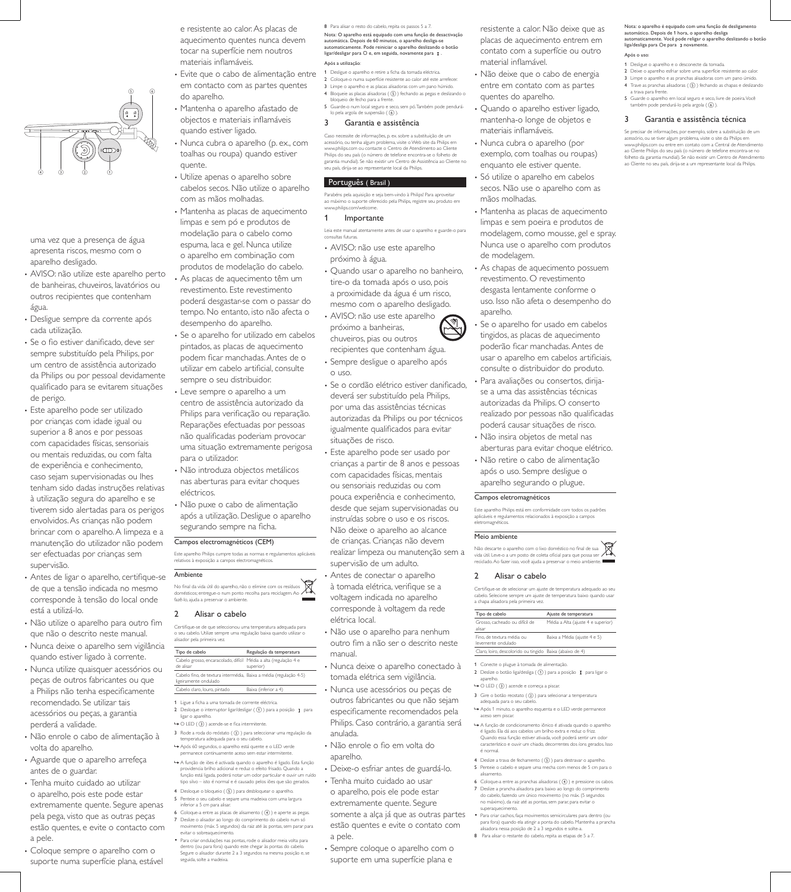uma vez que a presença de água apresenta riscos, mesmo com o aparelho desligado.

- AVISO: não utilize este aparelho perto de banheiras, chuveiros, lavatórios ou outros recipientes que contenham água.
- Desligue sempre da corrente após cada utilização.
- Se o fio estiver danificado, deve ser sempre substituído pela Philips, por um centro de assistência autorizado da Philips ou por pessoal devidamente qualificado para se evitarem situações de perigo.
- Este aparelho pode ser utilizado por crianças com idade igual ou superior a 8 anos e por pessoas com capacidades físicas, sensoriais ou mentais reduzidas, ou com falta de experiência e conhecimento, caso sejam supervisionadas ou lhes tenham sido dadas instruções relativas à utilização segura do aparelho e se tiverem sido alertadas para os perigos envolvidos. As crianças não podem brincar com o aparelho. A limpeza e a manutenção do utilizador não podem ser efectuadas por crianças sem supervisão.
- Antes de ligar o aparelho, certifique-se de que a tensão indicada no mesmo corresponde à tensão do local onde está a utilizá-lo.
- Não utilize o aparelho para outro fim que não o descrito neste manual.
- Nunca deixe o aparelho sem vigilância quando estiver ligado à corrente.
- Nunca utilize quaisquer acessórios ou peças de outros fabricantes ou que a Philips não tenha especificamente recomendado. Se utilizar tais acessórios ou peças, a garantia perderá a validade.
- Não enrole o cabo de alimentação à volta do aparelho.
- Aguarde que o aparelho arrefeça antes de o guardar.
- Tenha muito cuidado ao utilizar o aparelho, pois este pode estar extremamente quente. Segure apenas pela pega, visto que as outras peças estão quentes, e evite o contacto com a pele.
- Coloque sempre o aparelho com o suporte numa superfície plana, estável e resistente ao calor. As placas de aquecimento quentes nunca devem tocar na superfície nem noutros materiais inflamáveis.
- Evite que o cabo de alimentação entre em contacto com as partes quentes do aparelho.
- Mantenha o aparelho afastado de objectos e materiais inflamáveis quando estiver ligado.
- Nunca cubra o aparelho (p. ex., com toalhas ou roupa) quando estiver quente.
- Utilize apenas o aparelho sobre cabelos secos. Não utilize o aparelho com as mãos molhadas.
- Mantenha as placas de aquecimento limpas e sem pó e produtos de modelação para o cabelo como espuma, laca e gel. Nunca utilize o aparelho em combinação com produtos de modelação do cabelo.
- As placas de aquecimento têm um revestimento. Este revestimento poderá desgastar-se com o passar do tempo. No entanto, isto não afecta o desempenho do aparelho.
- Se o aparelho for utilizado em cabelos pintados, as placas de aquecimento podem ficar manchadas. Antes de o utilizar em cabelo artificial, consulte sempre o seu distribuidor.
- Leve sempre o aparelho a um centro de assistência autorizado da Philips para verificação ou reparação. Reparações efectuadas por pessoas não qualificadas poderiam provocar uma situação extremamente perigosa para o utilizador.
- Não introduza objectos metálicos nas aberturas para evitar choques eléctricos.
- Não puxe o cabo de alimentação após a utilização. Desligue o aparelho segurando sempre na ficha.

### Campos electromagnéticos (CEM)

Este aparelho Philips cumpre todas as normas e regulamentos aplicáveis relativos à exposição a campos electromagnéticos.

### Ambiente

No final da vida útil do aparelho, não o elimine com os resíduos domésticos; entregue-o num ponto recolha para reciclagem. Ao fazê-lo, ajuda a preservar o ambiente.

## 2 Alisar o cabelo

Certifique-se de que seleccionou uma temperatura adequada para o seu cabelo. Utilize sempre uma regulação baixa quando utilizar o alisador pela primeira vez.

| Tipo de cabelo | Regulação da temperatura |
|---|---|
| Cabelo grosso, encaracolado, difícil de alisar | Média a alta (regulação 4 e superior) |
| Cabelo fino, de textura intermédia, ligeiramente ondulado | Baixa a média (regulação 4-5) |
| Cabelo claro, louro, pintado | Baixa (inferior a 4) |

1. Ligue a ficha a uma tomada de corrente eléctrica.
2. Desloque o interruptor ligar/desligar ( ① ) para a posição I para ligar o aparelho.
   ↳ O LED ( ③ ) acende-se e fica intermitente.
3. Rode a roda do reóstato ( ② ) para seleccionar uma regulação da temperatura adequada para o seu cabelo.
   ↳ Após 60 segundos, o aparelho está quente e o LED verde permanece continuamente aceso sem estar intermitente.
   ↳ A função de iões é activada quando o aparelho é ligado. Esta função providencia brilho adicional e reduz o efeito frisado. Quando a função está ligada, poderá notar um odor particular e ouvir um ruído tipo silvo – isto é normal e é causado pelos iões que são gerados.
4. Desloque o bloqueio ( ⑤ ) para desbloquear o aparelho.
5. Penteie o seu cabelo e separe uma madeixa com uma largura inferior a 5 cm para alisar.
6. Coloque-a entre as placas de alisamento ( ④ ) e aperte as pegas.
7. Deslize o alisador ao longo do comprimento do cabelo num só movimento (máx. 5 segundos) da raiz até às pontas, sem parar para evitar o sobreaquecimento.
   - Para criar ondulações nas pontas, rode o alisador meia volta para dentro (ou para fora) quando este chegar às pontas do cabelo. Segure o alisador durante 2 a 3 segundos na mesma posição e, se seguida, solte a madeixa.
8. Para alisar o resto do cabelo, repita os passos 5 a 7.

**Nota: O aparelho está equipado com uma função de desactivação automática. Depois de 60 minutos, o aparelho desliga-se automaticamente. Pode reiniciar o aparelho deslizando o botão ligar/desligar para O e, em seguida, novamente para I.**

Após a utilização:

1. Desligue o aparelho e retire a ficha da tomada eléctrica.
2. Coloque-o numa superfície resistente ao calor até este arrefecer.
3. Limpe o aparelho e as placas alisadoras com um pano húmido.
4. Bloqueie as placas alisadoras ( ⑤ ) fechando as pegas e deslizando o bloqueio de fecho para a frente.
5. Guarde-o num local seguro e seco, sem pó. Também pode pendurá-lo pela argola de suspensão ( ⑥ ).

## 3 Garantia e assistência

Caso necessite de informações, p. ex. sobre a substituição de um acessório, ou tenha algum problema, visite o Web site da Philips em www.philips.com ou contacte o Centro de Atendimento ao Cliente Philips do seu país (o número de telefone encontra-se no folheto de garantia mundial). Se não existir um Centro de Assistência ao Cliente no seu país, dirija-se ao representante local da Philips.

# Português ( Brasil )

Parabéns pela aquisição e seja bem-vindo à Philips! Para aproveitar ao máximo o suporte oferecido pela Philips, registre seu produto em www.philips.com/welcome.

## 1 Importante

Leia este manual atentamente antes de usar o aparelho e guarde-o para consultas futuras.

- AVISO: não use este aparelho próximo à água.
- Quando usar o aparelho no banheiro, tire-o da tomada após o uso, pois a proximidade da água é um risco, mesmo com o aparelho desligado.
- AVISO: não use este aparelho próximo a banheiras, chuveiros, pias ou outros recipientes que contenham água.
- Sempre desligue o aparelho após o uso.
- Se o cordão elétrico estiver danificado, deverá ser substituído pela Philips, por uma das assistências técnicas autorizadas da Philips ou por técnicos igualmente qualificados para evitar situações de risco.
- Este aparelho pode ser usado por crianças a partir de 8 anos e pessoas com capacidades físicas, mentais ou sensoriais reduzidas ou com pouca experiência e conhecimento, desde que sejam supervisionadas ou instruídas sobre o uso e os riscos. Não deixe o aparelho ao alcance de crianças. Crianças não devem realizar limpeza ou manutenção sem a supervisão de um adulto.
- Antes de conectar o aparelho à tomada elétrica, verifique se a voltagem indicada no aparelho corresponde à voltagem da rede elétrica local.
- Não use o aparelho para nenhum outro fim a não ser o descrito neste manual.
- Nunca deixe o aparelho conectado à tomada elétrica sem vigilância.
- Nunca use acessórios ou peças de outros fabricantes que não sejam especificamente recomendados pela Philips. Caso contrário, a garantia será anulada.
- Não enrole o fio em volta do aparelho.
- Deixe-o esfriar antes de guardá-lo.
- Tenha muito cuidado ao usar o aparelho, pois ele pode estar extremamente quente. Segure somente a alça já que as outras partes estão quentes e evite o contato com a pele.
- Sempre coloque o aparelho com o suporte em uma superfície plana e resistente a calor. Não deixe que as placas de aquecimento entrem em contato com a superfície ou outro material inflamável.
- Não deixe que o cabo de energia entre em contato com as partes quentes do aparelho.
- Quando o aparelho estiver ligado, mantenha-o longe de objetos e materiais inflamáveis.
- Nunca cubra o aparelho (por exemplo, com toalhas ou roupas) enquanto ele estiver quente.
- Só utilize o aparelho em cabelos secos. Não use o aparelho com as mãos molhadas.
- Mantenha as placas de aquecimento limpas e sem poeira e produtos de modelagem, como mousse, gel e spray. Nunca use o aparelho com produtos de modelagem.
- As chapas de aquecimento possuem revestimento. O revestimento desgasta lentamente conforme o uso. Isso não afeta o desempenho do aparelho.
- Se o aparelho for usado em cabelos tingidos, as placas de aquecimento poderão ficar manchadas. Antes de usar o aparelho em cabelos artificiais, consulte o distribuidor do produto.
- Para avaliações ou consertos, dirija-se a uma das assistências técnicas autorizadas da Philips. O conserto realizado por pessoas não qualificadas poderá causar situações de risco.
- Não insira objetos de metal nas aberturas para evitar choque elétrico.
- Não retire o cabo de alimentação após o uso. Sempre desligue o aparelho segurando o plugue.

### Campos eletromagnéticos

Este aparelho Philips está em conformidade com todos os padrões aplicáveis e regulamentos relacionados à exposição a campos eletromagnéticos.

### Meio ambiente

Não descarte o aparelho com o lixo doméstico no final de sua vida útil. Leve-o a um posto de coleta oficial para que possa ser reciclado. Ao fazer isso, você ajuda a preservar o meio ambiente.

## 2 Alisar o cabelo

Certifique-se de selecionar um ajuste de temperatura adequado ao seu cabelo. Selecione sempre um ajuste de temperatura baixo quando usar a chapa alisadora pela primeira vez.

| Tipo de cabelo | Ajuste de temperatura |
|---|---|
| Grosso, cacheado ou difícil de alisar | Média a Alta (ajuste 4 e superior) |
| Fino, de textura média ou levemente ondulado | Baixa a Média (ajuste 4 e 5) |
| Claro, loiro, descolorido ou tingido | Baixa (abaixo de 4) |

1. Conecte o plugue à tomada de alimentação.
2. Deslize o botão liga/desliga ( ① ) para a posição I para ligar o aparelho.
   ↳ O LED ( ③ ) acende e começa a piscar.
3. Gire o botão reostato ( ② ) para selecionar a temperatura adequada para o seu cabelo.
   ↳ Após 1 minuto, o aparelho esquenta e o LED verde permanece aceso sem piscar.
   ↳ A função de condicionamento iônico é ativada quando o aparelho é ligado. Ela dá aos cabelos um brilho extra e reduz o frizz. Quando essa função estiver ativada, você poderá sentir um odor característico e ouvir um chiado, decorrentes dos íons gerados. Isso é normal.
4. Deslize a trava de fechamento ( ⑤ ) para destravar o aparelho.
5. Penteie o cabelo e separe uma mecha com menos de 5 cm para o alisamento.
6. Coloque-a entre as pranchas alisadoras ( ④ ) e pressione os cabos.
7. Deslize a prancha alisadora para baixo ao longo do comprimento do cabelo, fazendo um único movimento (no máx. (5 segundos no máximo), da raiz até as pontas, sem parar, para evitar o superaquecimento.
   - Para criar cachos, faça movimentos semicirculares para dentro (ou para fora) quando ela atingir a ponta do cabelo. Mantenha a prancha alisadora nessa posição de 2 a 3 segundos e solte-a.
8. Para alisar o restante do cabelo, repita as etapas de 5 a 7.

**Nota: o aparelho é equipado com uma função de desligamento automático. Depois de 1 hora, o aparelho desliga automaticamente. Você pode religar o aparelho deslizando o botão liga/desliga para O e para I novamente.**

Após o uso:

1. Desligue o aparelho e o desconecte da tomada.
2. Deixe o aparelho esfriar sobre uma superfície resistente ao calor.
3. Limpe o aparelho e as pranchas alisadoras com um pano úmido.
4. Trave as pranchas alisadoras ( ⑤ ) fechando as chapas e deslizando a trava para frente.
5. Guarde o aparelho em local seguro e seco, livre de poeira. Você também pode pendurá-lo pela argola ( ⑥ ).

## 3 Garantia e assistência técnica

Se precisar de informações, por exemplo, sobre a substituição de um acessório, ou se tiver algum problema, visite o site da Philips em www.philips.com ou entre em contato com a Central de Atendimento ao Cliente Philips do seu país (o número de telefone encontra-se no folheto da garantia mundial). Se não existir um Centro de Atendimento ao Cliente no seu país, dirija-se a um representante local da Philips.